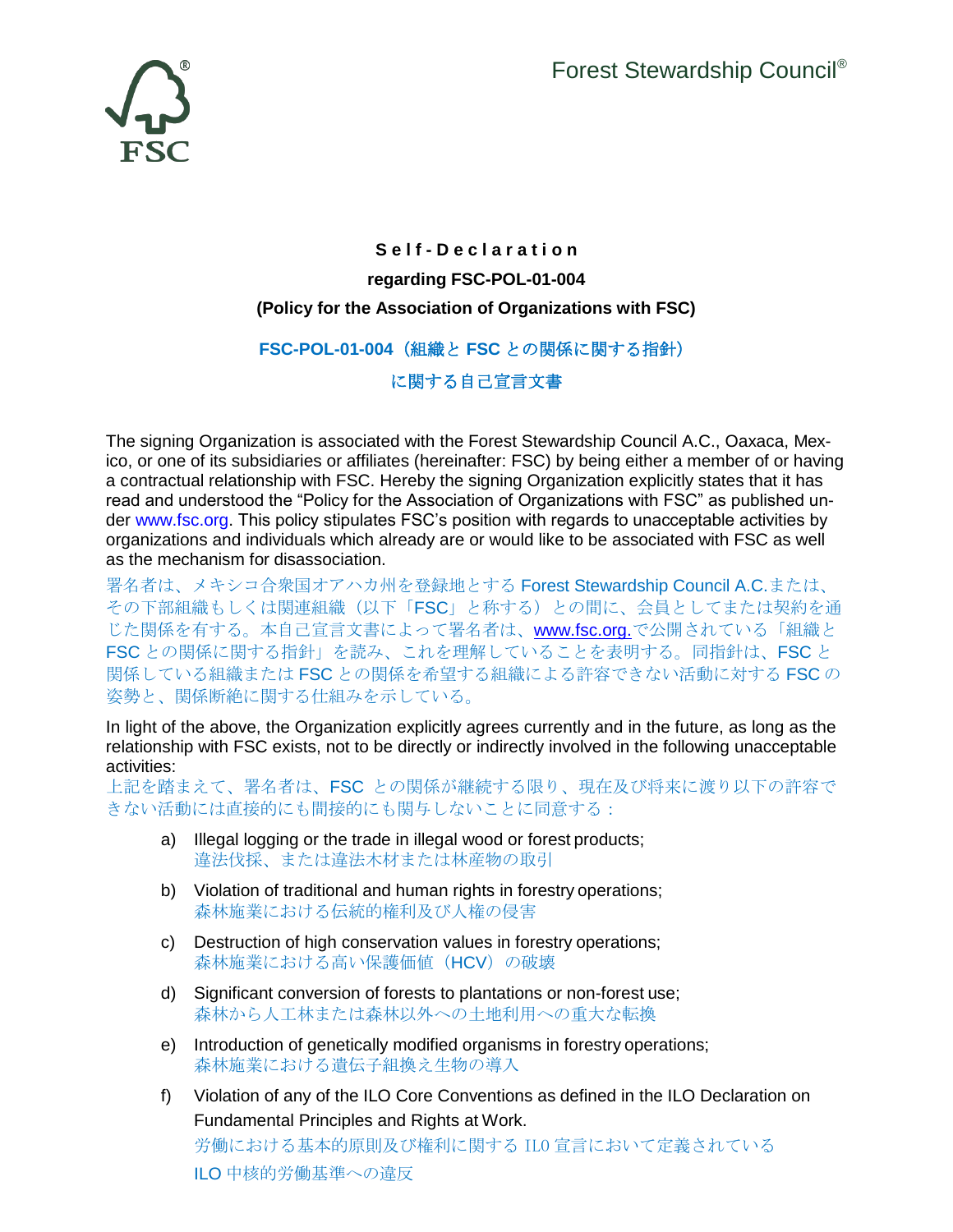Forest Stewardship Council®

FSC

**S e l f - D e c l a r a t i o n**

**regarding FSC-POL-01-004**

**(Policy for the Association of Organizations with FSC)**

**FSC-POL-01-004（組織と FSC との関係に関する指針）**

**に関する自己宣言文書**

The signing Organization is associated with the Forest Stewardship Council A.C., Oaxaca, Mexico, or one of its subsidiaries or affiliates (hereinafter: FSC) by being either a member of or having a contractual relationship with FSC. Hereby the signing Organization explicitly states that it has read and understood the "Policy for the Association of Organizations with FSC" as published under www.fsc.org. This policy stipulates FSC's position with regards to unacceptable activities by organizations and individuals which already are or would like to be associated with FSC as well as the mechanism for disassociation.

署名者は、メキシコ合衆国オアハカ州を登録地とする Forest Stewardship Council A.C.または、その下部組織もしくは関連組織（以下「FSC」と称する）との間に、会員としてまたは契約を通じた関係を有する。本自己宣言文書によって署名者は、www.fsc.org.で公開されている「組織と FSC との関係に関する指針」を読み、これを理解していることを表明する。同指針は、FSC と関係している組織または FSC との関係を希望する組織による許容できない活動に対する FSC の姿勢と、関係断絶に関する仕組みを示している。

In light of the above, the Organization explicitly agrees currently and in the future, as long as the relationship with FSC exists, not to be directly or indirectly involved in the following unacceptable activities:

上記を踏まえて、署名者は、FSC との関係が継続する限り、現在及び将来に渡り以下の許容できない活動には直接的にも間接的にも関与しないことに同意する：

a) Illegal logging or the trade in illegal wood or forest products;
違法伐採、または違法木材または林産物の取引

b) Violation of traditional and human rights in forestry operations;
森林施業における伝統的権利及び人権の侵害

c) Destruction of high conservation values in forestry operations;
森林施業における高い保護価値（HCV）の破壊

d) Significant conversion of forests to plantations or non-forest use;
森林から人工林または森林以外への土地利用への重大な転換

e) Introduction of genetically modified organisms in forestry operations;
森林施業における遺伝子組換え生物の導入

f) Violation of any of the ILO Core Conventions as defined in the ILO Declaration on Fundamental Principles and Rights at Work.
労働における基本的原則及び権利に関する ILO 宣言において定義されている ILO 中核的労働基準への違反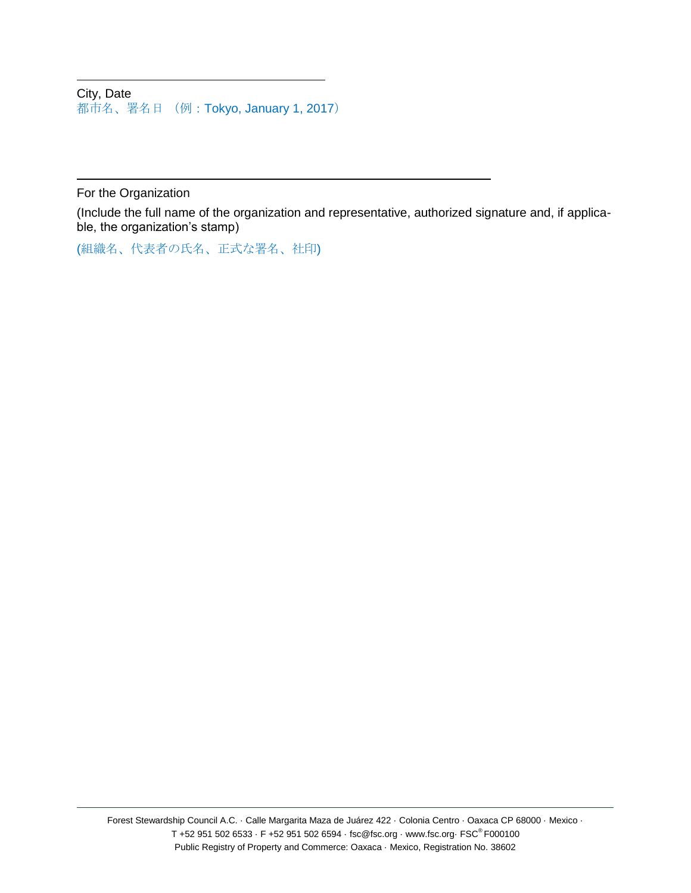\_\_\_\_\_\_\_\_\_\_\_\_\_\_\_\_\_\_\_\_\_\_\_\_\_\_\_\_\_\_\_\_\_\_\_\_\_\_

City, Date

都市名、署名日 （例：Tokyo, January 1, 2017）

\_\_\_\_\_\_\_\_\_\_\_\_\_\_\_\_\_\_\_\_\_\_\_\_\_\_\_\_\_\_\_\_\_\_\_\_\_\_\_\_\_\_\_\_\_\_\_\_\_\_\_\_\_\_\_\_\_\_\_\_\_\_

For the Organization

(Include the full name of the organization and representative, authorized signature and, if applicable, the organization's stamp)

(組織名、代表者の氏名、正式な署名、社印)

Forest Stewardship Council A.C. · Calle Margarita Maza de Juárez 422 · Colonia Centro · Oaxaca CP 68000 · Mexico ·
T +52 951 502 6533 · F +52 951 502 6594 · fsc@fsc.org · www.fsc.org· FSC® F000100
Public Registry of Property and Commerce: Oaxaca · Mexico, Registration No. 38602